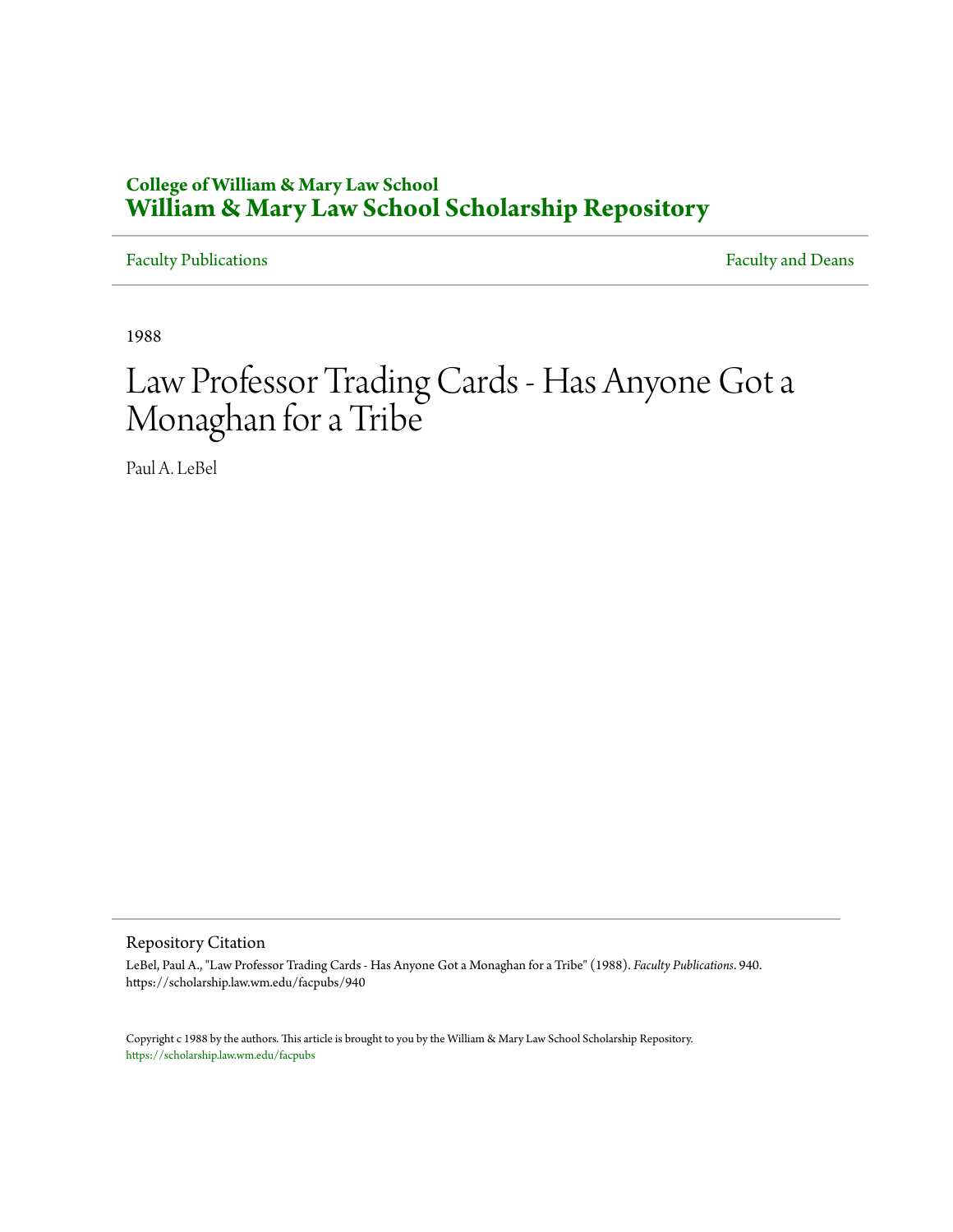**College of William & Mary Law School**
# William & Mary Law School Scholarship Repository

Faculty Publications | Faculty and Deans

1988

# Law Professor Trading Cards - Has Anyone Got a Monaghan for a Tribe

Paul A. LeBel

## Repository Citation

LeBel, Paul A., "Law Professor Trading Cards - Has Anyone Got a Monaghan for a Tribe" (1988). *Faculty Publications*. 940.
https://scholarship.law.wm.edu/facpubs/940

Copyright c 1988 by the authors. This article is brought to you by the William & Mary Law School Scholarship Repository.
https://scholarship.law.wm.edu/facpubs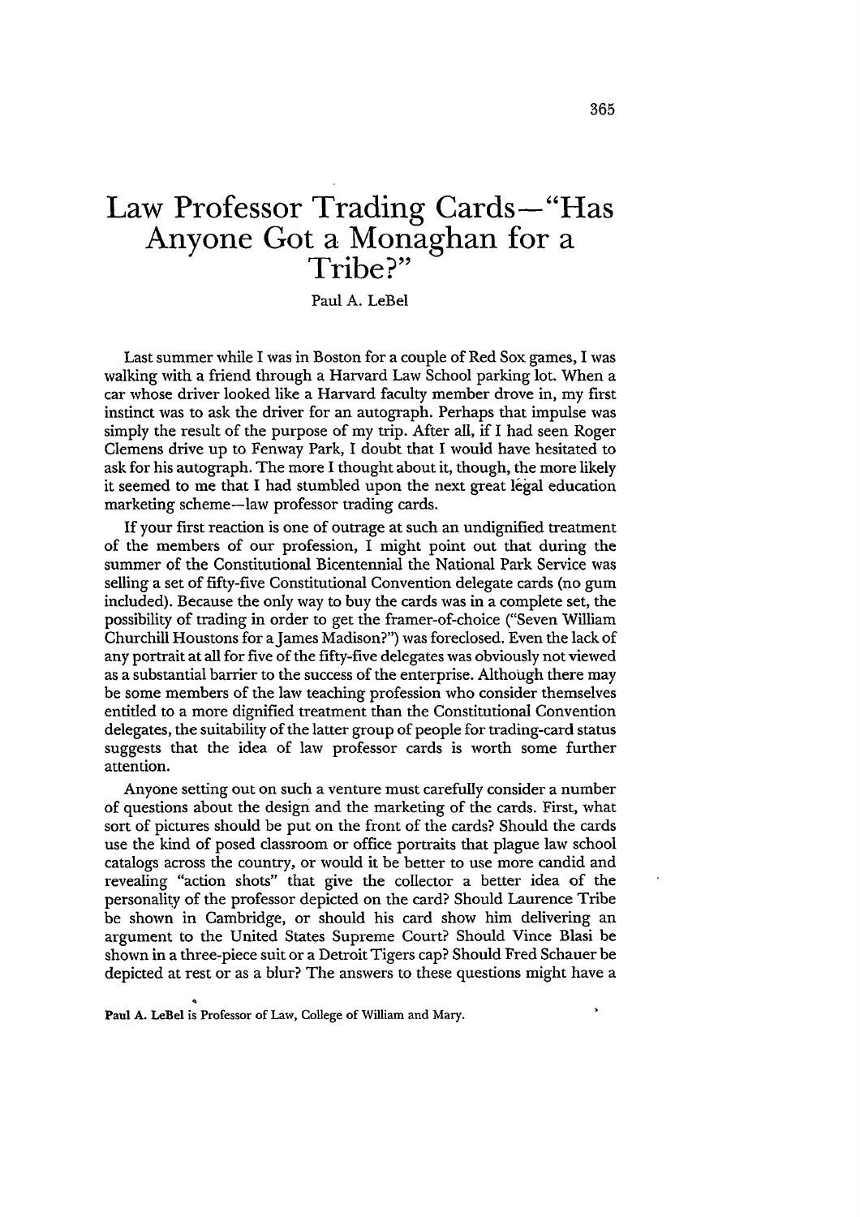# Law Professor Trading Cards—"Has Anyone Got a Monaghan for a Tribe?"

Paul A. LeBel

Last summer while I was in Boston for a couple of Red Sox games, I was walking with a friend through a Harvard Law School parking lot. When a car whose driver looked like a Harvard faculty member drove in, my first instinct was to ask the driver for an autograph. Perhaps that impulse was simply the result of the purpose of my trip. After all, if I had seen Roger Clemens drive up to Fenway Park, I doubt that I would have hesitated to ask for his autograph. The more I thought about it, though, the more likely it seemed to me that I had stumbled upon the next great legal education marketing scheme—law professor trading cards.

If your first reaction is one of outrage at such an undignified treatment of the members of our profession, I might point out that during the summer of the Constitutional Bicentennial the National Park Service was selling a set of fifty-five Constitutional Convention delegate cards (no gum included). Because the only way to buy the cards was in a complete set, the possibility of trading in order to get the framer-of-choice ("Seven William Churchill Houstons for a James Madison?") was foreclosed. Even the lack of any portrait at all for five of the fifty-five delegates was obviously not viewed as a substantial barrier to the success of the enterprise. Although there may be some members of the law teaching profession who consider themselves entitled to a more dignified treatment than the Constitutional Convention delegates, the suitability of the latter group of people for trading-card status suggests that the idea of law professor cards is worth some further attention.

Anyone setting out on such a venture must carefully consider a number of questions about the design and the marketing of the cards. First, what sort of pictures should be put on the front of the cards? Should the cards use the kind of posed classroom or office portraits that plague law school catalogs across the country, or would it be better to use more candid and revealing "action shots" that give the collector a better idea of the personality of the professor depicted on the card? Should Laurence Tribe be shown in Cambridge, or should his card show him delivering an argument to the United States Supreme Court? Should Vince Blasi be shown in a three-piece suit or a Detroit Tigers cap? Should Fred Schauer be depicted at rest or as a blur? The answers to these questions might have a

**Paul A. LeBel** is Professor of Law, College of William and Mary.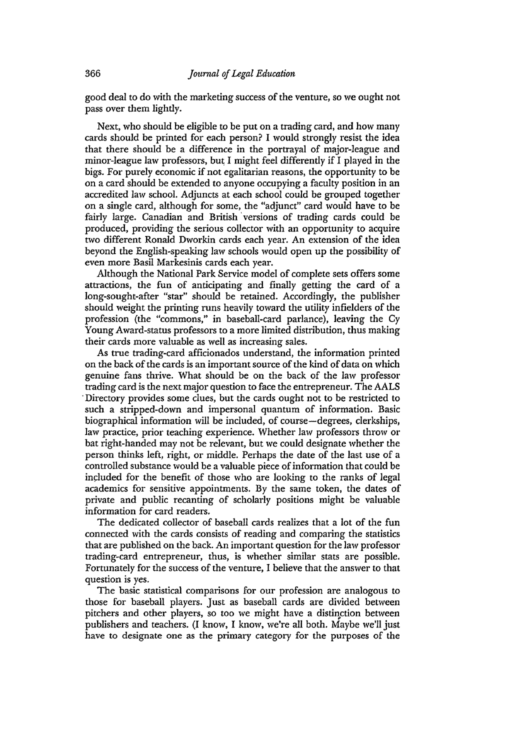good deal to do with the marketing success of the venture, so we ought not pass over them lightly.

Next, who should be eligible to be put on a trading card, and how many cards should be printed for each person? I would strongly resist the idea that there should be a difference in the portrayal of major-league and minor-league law professors, but I might feel differently if I played in the bigs. For purely economic if not egalitarian reasons, the opportunity to be on a card should be extended to anyone occupying a faculty position in an accredited law school. Adjuncts at each school could be grouped together on a single card, although for some, the "adjunct" card would have to be fairly large. Canadian and British versions of trading cards could be produced, providing the serious collector with an opportunity to acquire two different Ronald Dworkin cards each year. An extension of the idea beyond the English-speaking law schools would open up the possibility of even more Basil Markesinis cards each year.

Although the National Park Service model of complete sets offers some attractions, the fun of anticipating and finally getting the card of a long-sought-after "star" should be retained. Accordingly, the publisher should weight the printing runs heavily toward the utility infielders of the profession (the "commons," in baseball-card parlance), leaving the Cy Young Award-status professors to a more limited distribution, thus making their cards more valuable as well as increasing sales.

As true trading-card afficionados understand, the information printed on the back of the cards is an important source of the kind of data on which genuine fans thrive. What should be on the back of the law professor trading card is the next major question to face the entrepreneur. The AALS Directory provides some clues, but the cards ought not to be restricted to such a stripped-down and impersonal quantum of information. Basic biographical information will be included, of course—degrees, clerkships, law practice, prior teaching experience. Whether law professors throw or bat right-handed may not be relevant, but we could designate whether the person thinks left, right, or middle. Perhaps the date of the last use of a controlled substance would be a valuable piece of information that could be included for the benefit of those who are looking to the ranks of legal academics for sensitive appointments. By the same token, the dates of private and public recanting of scholarly positions might be valuable information for card readers.

The dedicated collector of baseball cards realizes that a lot of the fun connected with the cards consists of reading and comparing the statistics that are published on the back. An important question for the law professor trading-card entrepreneur, thus, is whether similar stats are possible. Fortunately for the success of the venture, I believe that the answer to that question is yes.

The basic statistical comparisons for our profession are analogous to those for baseball players. Just as baseball cards are divided between pitchers and other players, so too we might have a distinction between publishers and teachers. (I know, I know, we're all both. Maybe we'll just have to designate one as the primary category for the purposes of the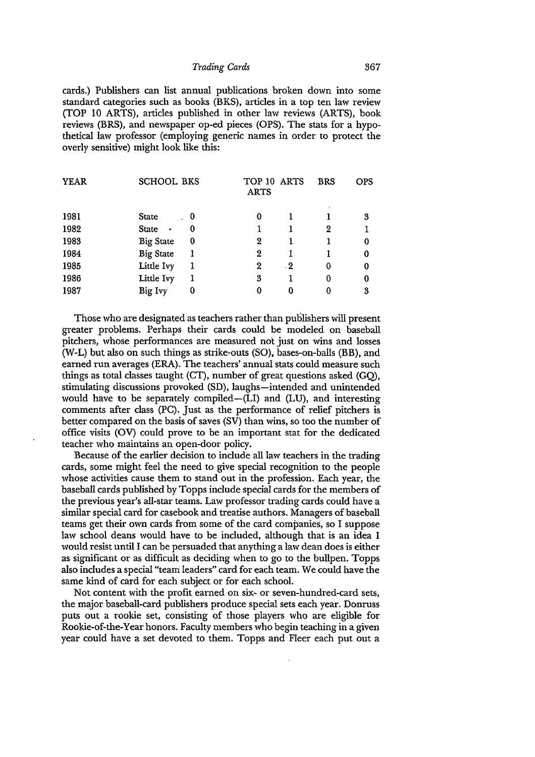cards.) Publishers can list annual publications broken down into some standard categories such as books (BKS), articles in a top ten law review (TOP 10 ARTS), articles published in other law reviews (ARTS), book reviews (BRS), and newspaper op-ed pieces (OPS). The stats for a hypothetical law professor (employing generic names in order to protect the overly sensitive) might look like this:

| YEAR | SCHOOL | BKS | TOP 10 ARTS | ARTS | BRS | OPS |
|---|---|---|---|---|---|---|
| 1981 | State | 0 | 0 | 1 | 1 | 3 |
| 1982 | State | 0 | 1 | 1 | 2 | 1 |
| 1983 | Big State | 0 | 2 | 1 | 1 | 0 |
| 1984 | Big State | 1 | 2 | 1 | 1 | 0 |
| 1985 | Little Ivy | 1 | 2 | 2 | 0 | 0 |
| 1986 | Little Ivy | 1 | 3 | 1 | 0 | 0 |
| 1987 | Big Ivy | 0 | 0 | 0 | 0 | 3 |

Those who are designated as teachers rather than publishers will present greater problems. Perhaps their cards could be modeled on baseball pitchers, whose performances are measured not just on wins and losses (W-L) but also on such things as strike-outs (SO), bases-on-balls (BB), and earned run averages (ERA). The teachers' annual stats could measure such things as total classes taught (CT), number of great questions asked (GQ), stimulating discussions provoked (SD), laughs—intended and unintended would have to be separately compiled—(LI) and (LU), and interesting comments after class (PC). Just as the performance of relief pitchers is better compared on the basis of saves (SV) than wins, so too the number of office visits (OV) could prove to be an important stat for the dedicated teacher who maintains an open-door policy.

Because of the earlier decision to include all law teachers in the trading cards, some might feel the need to give special recognition to the people whose activities cause them to stand out in the profession. Each year, the baseball cards published by Topps include special cards for the members of the previous year's all-star teams. Law professor trading cards could have a similar special card for casebook and treatise authors. Managers of baseball teams get their own cards from some of the card companies, so I suppose law school deans would have to be included, although that is an idea I would resist until I can be persuaded that anything a law dean does is either as significant or as difficult as deciding when to go to the bullpen. Topps also includes a special "team leaders" card for each team. We could have the same kind of card for each subject or for each school.

Not content with the profit earned on six- or seven-hundred-card sets, the major baseball-card publishers produce special sets each year. Donruss puts out a rookie set, consisting of those players who are eligible for Rookie-of-the-Year honors. Faculty members who begin teaching in a given year could have a set devoted to them. Topps and Fleer each put out a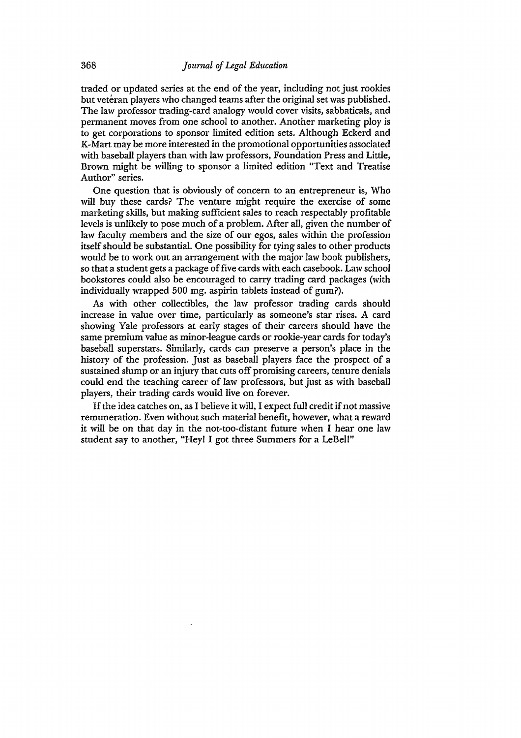traded or updated series at the end of the year, including not just rookies but veteran players who changed teams after the original set was published. The law professor trading-card analogy would cover visits, sabbaticals, and permanent moves from one school to another. Another marketing ploy is to get corporations to sponsor limited edition sets. Although Eckerd and K-Mart may be more interested in the promotional opportunities associated with baseball players than with law professors, Foundation Press and Little, Brown might be willing to sponsor a limited edition "Text and Treatise Author" series.

One question that is obviously of concern to an entrepreneur is, Who will buy these cards? The venture might require the exercise of some marketing skills, but making sufficient sales to reach respectably profitable levels is unlikely to pose much of a problem. After all, given the number of law faculty members and the size of our egos, sales within the profession itself should be substantial. One possibility for tying sales to other products would be to work out an arrangement with the major law book publishers, so that a student gets a package of five cards with each casebook. Law school bookstores could also be encouraged to carry trading card packages (with individually wrapped 500 mg. aspirin tablets instead of gum?).

As with other collectibles, the law professor trading cards should increase in value over time, particularly as someone's star rises. A card showing Yale professors at early stages of their careers should have the same premium value as minor-league cards or rookie-year cards for today's baseball superstars. Similarly, cards can preserve a person's place in the history of the profession. Just as baseball players face the prospect of a sustained slump or an injury that cuts off promising careers, tenure denials could end the teaching career of law professors, but just as with baseball players, their trading cards would live on forever.

If the idea catches on, as I believe it will, I expect full credit if not massive remuneration. Even without such material benefit, however, what a reward it will be on that day in the not-too-distant future when I hear one law student say to another, "Hey! I got three Summers for a LeBel!"